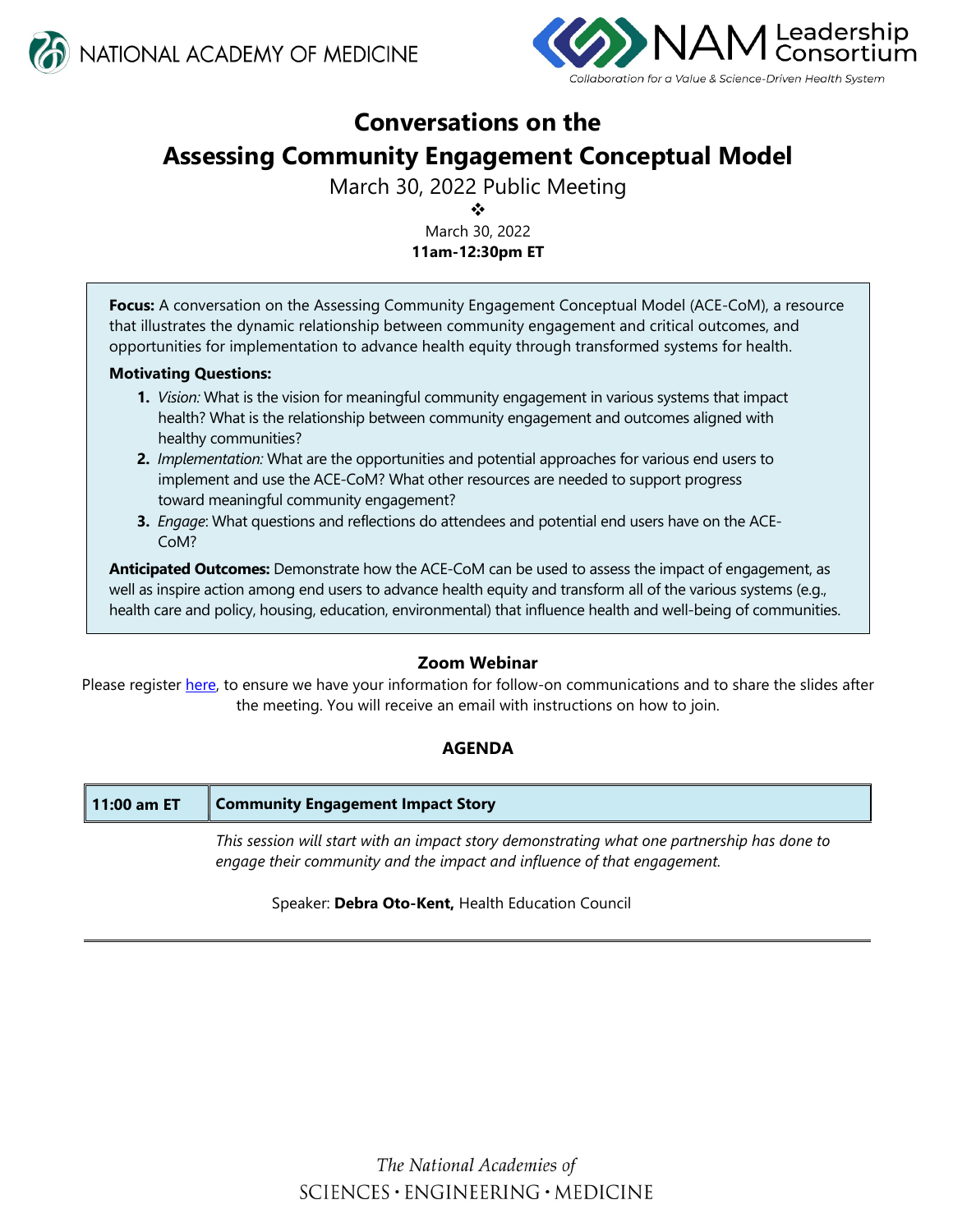NATIONAL ACADEMY OF MEDICINE

NAM Leadership Consortium

*Collaboration for a Value & Science-Driven Health System*

# Conversations on the Assessing Community Engagement Conceptual Model

March 30, 2022 Public Meeting

❖

March 30, 2022

**11am-12:30pm ET**

**Focus:** A conversation on the Assessing Community Engagement Conceptual Model (ACE-CoM), a resource that illustrates the dynamic relationship between community engagement and critical outcomes, and opportunities for implementation to advance health equity through transformed systems for health.

**Motivating Questions:**

1. *Vision:* What is the vision for meaningful community engagement in various systems that impact health? What is the relationship between community engagement and outcomes aligned with healthy communities?
2. *Implementation:* What are the opportunities and potential approaches for various end users to implement and use the ACE-CoM? What other resources are needed to support progress toward meaningful community engagement?
3. *Engage*: What questions and reflections do attendees and potential end users have on the ACE-CoM?

**Anticipated Outcomes:** Demonstrate how the ACE-CoM can be used to assess the impact of engagement, as well as inspire action among end users to advance health equity and transform all of the various systems (e.g., health care and policy, housing, education, environmental) that influence health and well-being of communities.

**Zoom Webinar**

Please register here, to ensure we have your information for follow-on communications and to share the slides after the meeting. You will receive an email with instructions on how to join.

## AGENDA

| **11:00 am ET** | **Community Engagement Impact Story** |
| --- | --- |

*This session will start with an impact story demonstrating what one partnership has done to engage their community and the impact and influence of that engagement.*

Speaker: **Debra Oto-Kent,** Health Education Council

---

*The National Academies of*
SCIENCES · ENGINEERING · MEDICINE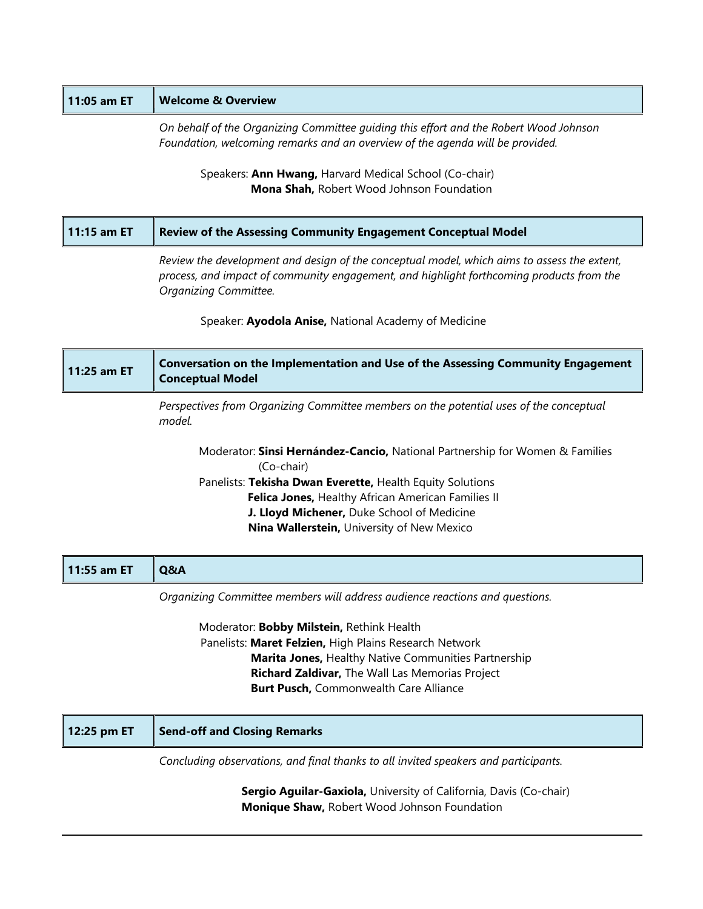| 11:05 am ET | **Welcome & Overview** |
|---|---|

*On behalf of the Organizing Committee guiding this effort and the Robert Wood Johnson Foundation, welcoming remarks and an overview of the agenda will be provided.*

Speakers: **Ann Hwang,** Harvard Medical School (Co-chair)
**Mona Shah,** Robert Wood Johnson Foundation

| 11:15 am ET | **Review of the Assessing Community Engagement Conceptual Model** |
|---|---|

*Review the development and design of the conceptual model, which aims to assess the extent, process, and impact of community engagement, and highlight forthcoming products from the Organizing Committee.*

Speaker: **Ayodola Anise,** National Academy of Medicine

| 11:25 am ET | **Conversation on the Implementation and Use of the Assessing Community Engagement Conceptual Model** |
|---|---|

*Perspectives from Organizing Committee members on the potential uses of the conceptual model.*

Moderator: **Sinsi Hernández-Cancio,** National Partnership for Women & Families (Co-chair)
Panelists: **Tekisha Dwan Everette,** Health Equity Solutions
**Felica Jones,** Healthy African American Families II
**J. Lloyd Michener,** Duke School of Medicine
**Nina Wallerstein,** University of New Mexico

| 11:55 am ET | **Q&A** |
|---|---|

*Organizing Committee members will address audience reactions and questions.*

Moderator: **Bobby Milstein,** Rethink Health
Panelists: **Maret Felzien,** High Plains Research Network
**Marita Jones,** Healthy Native Communities Partnership
**Richard Zaldivar,** The Wall Las Memorias Project
**Burt Pusch,** Commonwealth Care Alliance

| 12:25 pm ET | **Send-off and Closing Remarks** |
|---|---|

*Concluding observations, and final thanks to all invited speakers and participants.*

**Sergio Aguilar-Gaxiola,** University of California, Davis (Co-chair)
**Monique Shaw,** Robert Wood Johnson Foundation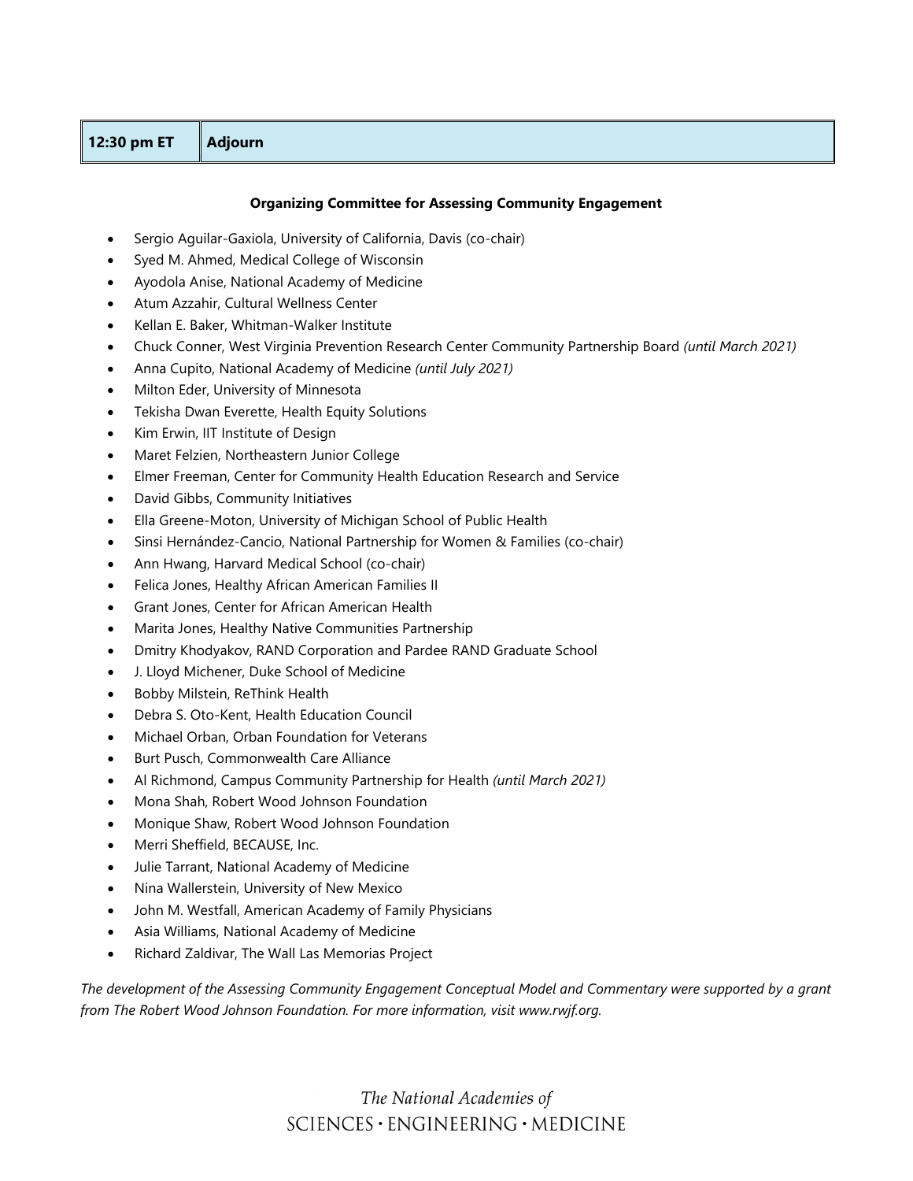| | |
|---|---|
| **12:30 pm ET** | **Adjourn** |

**Organizing Committee for Assessing Community Engagement**

- Sergio Aguilar-Gaxiola, University of California, Davis (co-chair)
- Syed M. Ahmed, Medical College of Wisconsin
- Ayodola Anise, National Academy of Medicine
- Atum Azzahir, Cultural Wellness Center
- Kellan E. Baker, Whitman-Walker Institute
- Chuck Conner, West Virginia Prevention Research Center Community Partnership Board *(until March 2021)*
- Anna Cupito, National Academy of Medicine *(until July 2021)*
- Milton Eder, University of Minnesota
- Tekisha Dwan Everette, Health Equity Solutions
- Kim Erwin, IIT Institute of Design
- Maret Felzien, Northeastern Junior College
- Elmer Freeman, Center for Community Health Education Research and Service
- David Gibbs, Community Initiatives
- Ella Greene-Moton, University of Michigan School of Public Health
- Sinsi Hernández-Cancio, National Partnership for Women & Families (co-chair)
- Ann Hwang, Harvard Medical School (co-chair)
- Felica Jones, Healthy African American Families II
- Grant Jones, Center for African American Health
- Marita Jones, Healthy Native Communities Partnership
- Dmitry Khodyakov, RAND Corporation and Pardee RAND Graduate School
- J. Lloyd Michener, Duke School of Medicine
- Bobby Milstein, ReThink Health
- Debra S. Oto-Kent, Health Education Council
- Michael Orban, Orban Foundation for Veterans
- Burt Pusch, Commonwealth Care Alliance
- Al Richmond, Campus Community Partnership for Health *(until March 2021)*
- Mona Shah, Robert Wood Johnson Foundation
- Monique Shaw, Robert Wood Johnson Foundation
- Merri Sheffield, BECAUSE, Inc.
- Julie Tarrant, National Academy of Medicine
- Nina Wallerstein, University of New Mexico
- John M. Westfall, American Academy of Family Physicians
- Asia Williams, National Academy of Medicine
- Richard Zaldivar, The Wall Las Memorias Project

*The development of the Assessing Community Engagement Conceptual Model and Commentary were supported by a grant from The Robert Wood Johnson Foundation. For more information, visit www.rwjf.org.*

The National Academies of
SCIENCES · ENGINEERING · MEDICINE